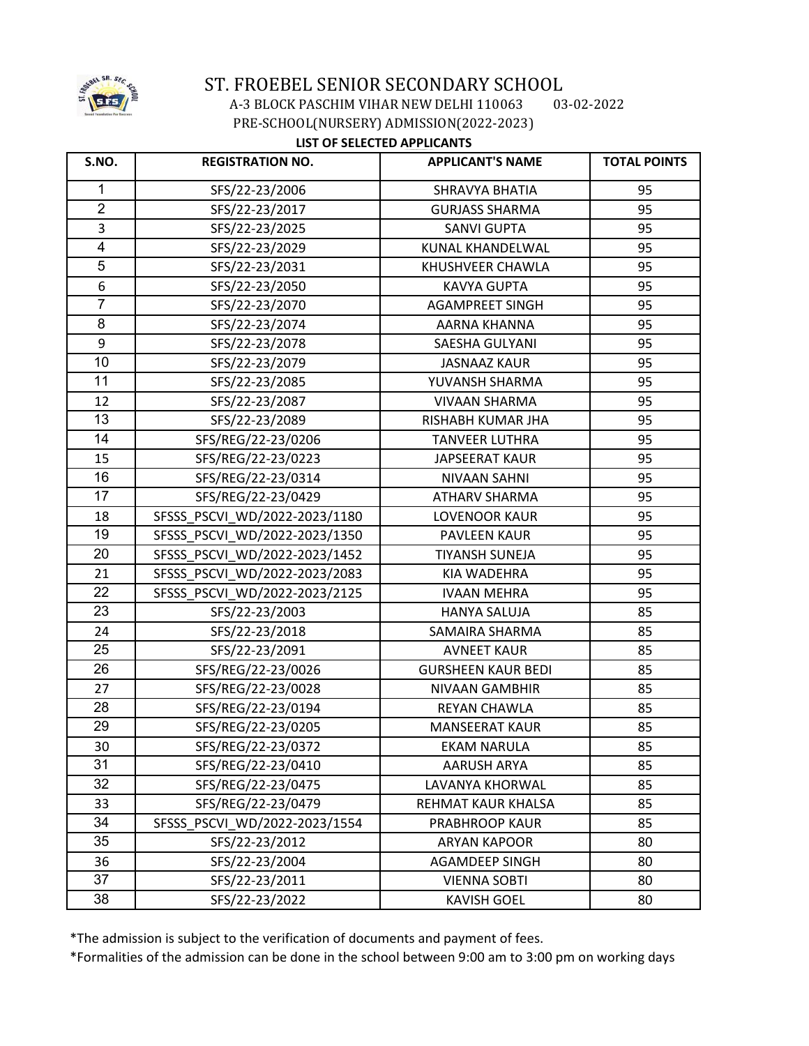# ST. FROEBEL SENIOR SECONDARY SCHOOL

A-3 BLOCK PASCHIM VIHAR NEW DELHI 110063 03-02-2022

PRE-SCHOOL(NURSERY) ADMISSION(2022-2023)

**LIST OF SELECTED APPLICANTS**

| S.NO. | REGISTRATION NO. | APPLICANT'S NAME | TOTAL POINTS |
|---|---|---|---|
| 1 | SFS/22-23/2006 | SHRAVYA BHATIA | 95 |
| 2 | SFS/22-23/2017 | GURJASS SHARMA | 95 |
| 3 | SFS/22-23/2025 | SANVI GUPTA | 95 |
| 4 | SFS/22-23/2029 | KUNAL KHANDELWAL | 95 |
| 5 | SFS/22-23/2031 | KHUSHVEER CHAWLA | 95 |
| 6 | SFS/22-23/2050 | KAVYA GUPTA | 95 |
| 7 | SFS/22-23/2070 | AGAMPREET SINGH | 95 |
| 8 | SFS/22-23/2074 | AARNA KHANNA | 95 |
| 9 | SFS/22-23/2078 | SAESHA GULYANI | 95 |
| 10 | SFS/22-23/2079 | JASNAAZ KAUR | 95 |
| 11 | SFS/22-23/2085 | YUVANSH SHARMA | 95 |
| 12 | SFS/22-23/2087 | VIVAAN SHARMA | 95 |
| 13 | SFS/22-23/2089 | RISHABH KUMAR JHA | 95 |
| 14 | SFS/REG/22-23/0206 | TANVEER LUTHRA | 95 |
| 15 | SFS/REG/22-23/0223 | JAPSEERAT KAUR | 95 |
| 16 | SFS/REG/22-23/0314 | NIVAAN SAHNI | 95 |
| 17 | SFS/REG/22-23/0429 | ATHARV SHARMA | 95 |
| 18 | SFSSS_PSCVI_WD/2022-2023/1180 | LOVENOOR KAUR | 95 |
| 19 | SFSSS_PSCVI_WD/2022-2023/1350 | PAVLEEN KAUR | 95 |
| 20 | SFSSS_PSCVI_WD/2022-2023/1452 | TIYANSH SUNEJA | 95 |
| 21 | SFSSS_PSCVI_WD/2022-2023/2083 | KIA WADEHRA | 95 |
| 22 | SFSSS_PSCVI_WD/2022-2023/2125 | IVAAN MEHRA | 95 |
| 23 | SFS/22-23/2003 | HANYA SALUJA | 85 |
| 24 | SFS/22-23/2018 | SAMAIRA SHARMA | 85 |
| 25 | SFS/22-23/2091 | AVNEET KAUR | 85 |
| 26 | SFS/REG/22-23/0026 | GURSHEEN KAUR BEDI | 85 |
| 27 | SFS/REG/22-23/0028 | NIVAAN GAMBHIR | 85 |
| 28 | SFS/REG/22-23/0194 | REYAN CHAWLA | 85 |
| 29 | SFS/REG/22-23/0205 | MANSEERAT KAUR | 85 |
| 30 | SFS/REG/22-23/0372 | EKAM NARULA | 85 |
| 31 | SFS/REG/22-23/0410 | AARUSH ARYA | 85 |
| 32 | SFS/REG/22-23/0475 | LAVANYA KHORWAL | 85 |
| 33 | SFS/REG/22-23/0479 | REHMAT KAUR KHALSA | 85 |
| 34 | SFSSS_PSCVI_WD/2022-2023/1554 | PRABHROOP KAUR | 85 |
| 35 | SFS/22-23/2012 | ARYAN KAPOOR | 80 |
| 36 | SFS/22-23/2004 | AGAMDEEP SINGH | 80 |
| 37 | SFS/22-23/2011 | VIENNA SOBTI | 80 |
| 38 | SFS/22-23/2022 | KAVISH GOEL | 80 |

*The admission is subject to the verification of documents and payment of fees.

*Formalities of the admission can be done in the school between 9:00 am to 3:00 pm on working days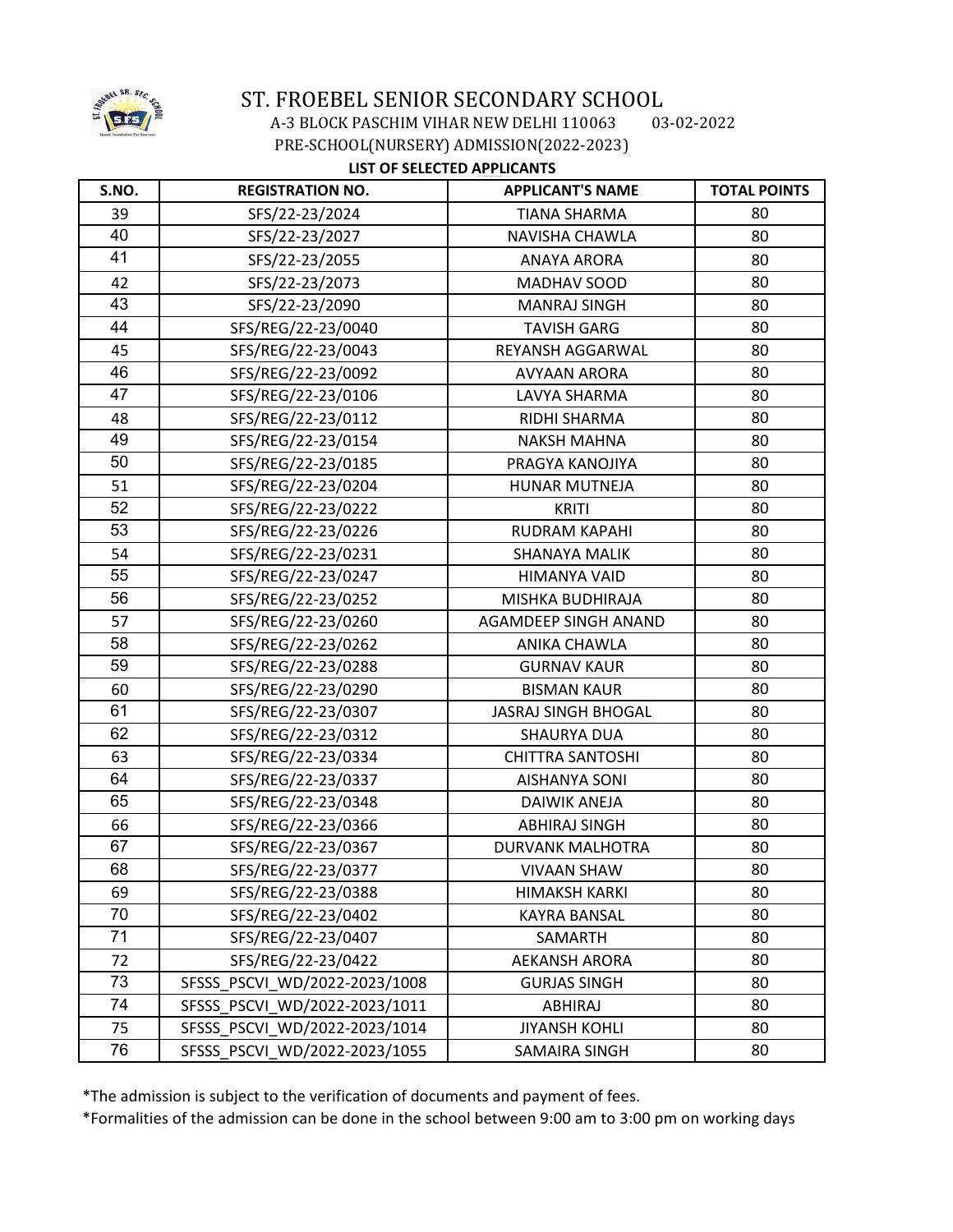# ST. FROEBEL SENIOR SECONDARY SCHOOL

A-3 BLOCK PASCHIM VIHAR NEW DELHI 110063 03-02-2022

PRE-SCHOOL(NURSERY) ADMISSION(2022-2023)

**LIST OF SELECTED APPLICANTS**

| S.NO. | REGISTRATION NO. | APPLICANT'S NAME | TOTAL POINTS |
|---|---|---|---|
| 39 | SFS/22-23/2024 | TIANA SHARMA | 80 |
| 40 | SFS/22-23/2027 | NAVISHA CHAWLA | 80 |
| 41 | SFS/22-23/2055 | ANAYA ARORA | 80 |
| 42 | SFS/22-23/2073 | MADHAV SOOD | 80 |
| 43 | SFS/22-23/2090 | MANRAJ SINGH | 80 |
| 44 | SFS/REG/22-23/0040 | TAVISH GARG | 80 |
| 45 | SFS/REG/22-23/0043 | REYANSH AGGARWAL | 80 |
| 46 | SFS/REG/22-23/0092 | AVYAAN ARORA | 80 |
| 47 | SFS/REG/22-23/0106 | LAVYA SHARMA | 80 |
| 48 | SFS/REG/22-23/0112 | RIDHI SHARMA | 80 |
| 49 | SFS/REG/22-23/0154 | NAKSH MAHNA | 80 |
| 50 | SFS/REG/22-23/0185 | PRAGYA KANOJIYA | 80 |
| 51 | SFS/REG/22-23/0204 | HUNAR MUTNEJA | 80 |
| 52 | SFS/REG/22-23/0222 | KRITI | 80 |
| 53 | SFS/REG/22-23/0226 | RUDRAM KAPAHI | 80 |
| 54 | SFS/REG/22-23/0231 | SHANAYA MALIK | 80 |
| 55 | SFS/REG/22-23/0247 | HIMANYA VAID | 80 |
| 56 | SFS/REG/22-23/0252 | MISHKA BUDHIRAJA | 80 |
| 57 | SFS/REG/22-23/0260 | AGAMDEEP SINGH ANAND | 80 |
| 58 | SFS/REG/22-23/0262 | ANIKA CHAWLA | 80 |
| 59 | SFS/REG/22-23/0288 | GURNAV KAUR | 80 |
| 60 | SFS/REG/22-23/0290 | BISMAN KAUR | 80 |
| 61 | SFS/REG/22-23/0307 | JASRAJ SINGH BHOGAL | 80 |
| 62 | SFS/REG/22-23/0312 | SHAURYA DUA | 80 |
| 63 | SFS/REG/22-23/0334 | CHITTRA SANTOSHI | 80 |
| 64 | SFS/REG/22-23/0337 | AISHANYA SONI | 80 |
| 65 | SFS/REG/22-23/0348 | DAIWIK ANEJA | 80 |
| 66 | SFS/REG/22-23/0366 | ABHIRAJ SINGH | 80 |
| 67 | SFS/REG/22-23/0367 | DURVANK MALHOTRA | 80 |
| 68 | SFS/REG/22-23/0377 | VIVAAN SHAW | 80 |
| 69 | SFS/REG/22-23/0388 | HIMAKSH KARKI | 80 |
| 70 | SFS/REG/22-23/0402 | KAYRA BANSAL | 80 |
| 71 | SFS/REG/22-23/0407 | SAMARTH | 80 |
| 72 | SFS/REG/22-23/0422 | AEKANSH ARORA | 80 |
| 73 | SFSSS_PSCVI_WD/2022-2023/1008 | GURJAS SINGH | 80 |
| 74 | SFSSS_PSCVI_WD/2022-2023/1011 | ABHIRAJ | 80 |
| 75 | SFSSS_PSCVI_WD/2022-2023/1014 | JIYANSH KOHLI | 80 |
| 76 | SFSSS_PSCVI_WD/2022-2023/1055 | SAMAIRA SINGH | 80 |

*The admission is subject to the verification of documents and payment of fees.

*Formalities of the admission can be done in the school between 9:00 am to 3:00 pm on working days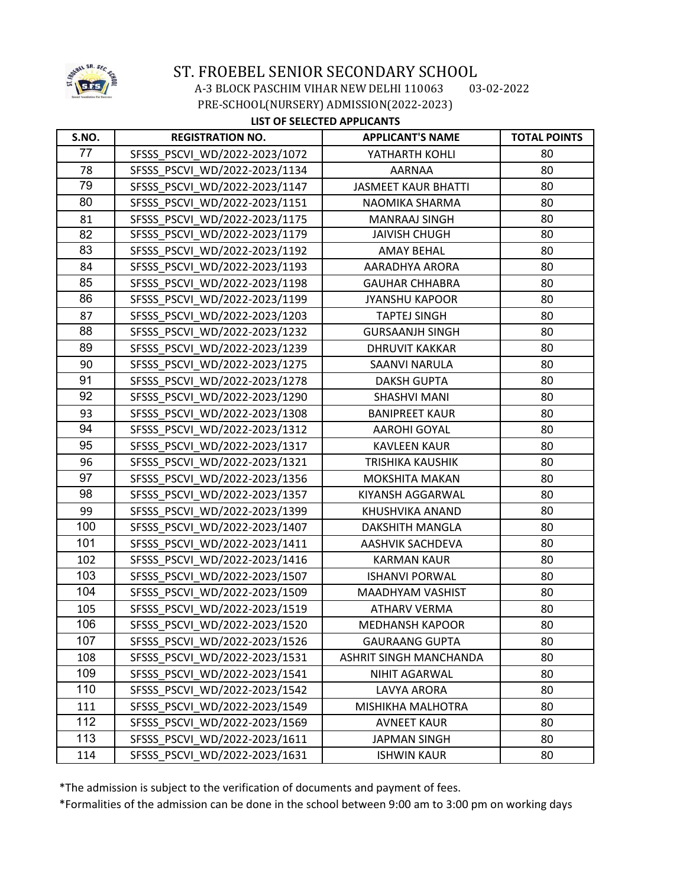# ST. FROEBEL SENIOR SECONDARY SCHOOL

A-3 BLOCK PASCHIM VIHAR NEW DELHI 110063 03-02-2022

PRE-SCHOOL(NURSERY) ADMISSION(2022-2023)

**LIST OF SELECTED APPLICANTS**

| S.NO. | REGISTRATION NO. | APPLICANT'S NAME | TOTAL POINTS |
|---|---|---|---|
| 77 | SFSSS_PSCVI_WD/2022-2023/1072 | YATHARTH KOHLI | 80 |
| 78 | SFSSS_PSCVI_WD/2022-2023/1134 | AARNAA | 80 |
| 79 | SFSSS_PSCVI_WD/2022-2023/1147 | JASMEET KAUR BHATTI | 80 |
| 80 | SFSSS_PSCVI_WD/2022-2023/1151 | NAOMIKA SHARMA | 80 |
| 81 | SFSSS_PSCVI_WD/2022-2023/1175 | MANRAAJ SINGH | 80 |
| 82 | SFSSS_PSCVI_WD/2022-2023/1179 | JAIVISH CHUGH | 80 |
| 83 | SFSSS_PSCVI_WD/2022-2023/1192 | AMAY BEHAL | 80 |
| 84 | SFSSS_PSCVI_WD/2022-2023/1193 | AARADHYA ARORA | 80 |
| 85 | SFSSS_PSCVI_WD/2022-2023/1198 | GAUHAR CHHABRA | 80 |
| 86 | SFSSS_PSCVI_WD/2022-2023/1199 | JYANSHU KAPOOR | 80 |
| 87 | SFSSS_PSCVI_WD/2022-2023/1203 | TAPTEJ SINGH | 80 |
| 88 | SFSSS_PSCVI_WD/2022-2023/1232 | GURSAANJH SINGH | 80 |
| 89 | SFSSS_PSCVI_WD/2022-2023/1239 | DHRUVIT KAKKAR | 80 |
| 90 | SFSSS_PSCVI_WD/2022-2023/1275 | SAANVI NARULA | 80 |
| 91 | SFSSS_PSCVI_WD/2022-2023/1278 | DAKSH GUPTA | 80 |
| 92 | SFSSS_PSCVI_WD/2022-2023/1290 | SHASHVI MANI | 80 |
| 93 | SFSSS_PSCVI_WD/2022-2023/1308 | BANIPREET KAUR | 80 |
| 94 | SFSSS_PSCVI_WD/2022-2023/1312 | AAROHI GOYAL | 80 |
| 95 | SFSSS_PSCVI_WD/2022-2023/1317 | KAVLEEN KAUR | 80 |
| 96 | SFSSS_PSCVI_WD/2022-2023/1321 | TRISHIKA KAUSHIK | 80 |
| 97 | SFSSS_PSCVI_WD/2022-2023/1356 | MOKSHITA MAKAN | 80 |
| 98 | SFSSS_PSCVI_WD/2022-2023/1357 | KIYANSH AGGARWAL | 80 |
| 99 | SFSSS_PSCVI_WD/2022-2023/1399 | KHUSHVIKA ANAND | 80 |
| 100 | SFSSS_PSCVI_WD/2022-2023/1407 | DAKSHITH MANGLA | 80 |
| 101 | SFSSS_PSCVI_WD/2022-2023/1411 | AASHVIK SACHDEVA | 80 |
| 102 | SFSSS_PSCVI_WD/2022-2023/1416 | KARMAN KAUR | 80 |
| 103 | SFSSS_PSCVI_WD/2022-2023/1507 | ISHANVI PORWAL | 80 |
| 104 | SFSSS_PSCVI_WD/2022-2023/1509 | MAADHYAM VASHIST | 80 |
| 105 | SFSSS_PSCVI_WD/2022-2023/1519 | ATHARV VERMA | 80 |
| 106 | SFSSS_PSCVI_WD/2022-2023/1520 | MEDHANSH KAPOOR | 80 |
| 107 | SFSSS_PSCVI_WD/2022-2023/1526 | GAURAANG GUPTA | 80 |
| 108 | SFSSS_PSCVI_WD/2022-2023/1531 | ASHRIT SINGH MANCHANDA | 80 |
| 109 | SFSSS_PSCVI_WD/2022-2023/1541 | NIHIT AGARWAL | 80 |
| 110 | SFSSS_PSCVI_WD/2022-2023/1542 | LAVYA ARORA | 80 |
| 111 | SFSSS_PSCVI_WD/2022-2023/1549 | MISHIKHA MALHOTRA | 80 |
| 112 | SFSSS_PSCVI_WD/2022-2023/1569 | AVNEET KAUR | 80 |
| 113 | SFSSS_PSCVI_WD/2022-2023/1611 | JAPMAN SINGH | 80 |
| 114 | SFSSS_PSCVI_WD/2022-2023/1631 | ISHWIN KAUR | 80 |

*The admission is subject to the verification of documents and payment of fees.

*Formalities of the admission can be done in the school between 9:00 am to 3:00 pm on working days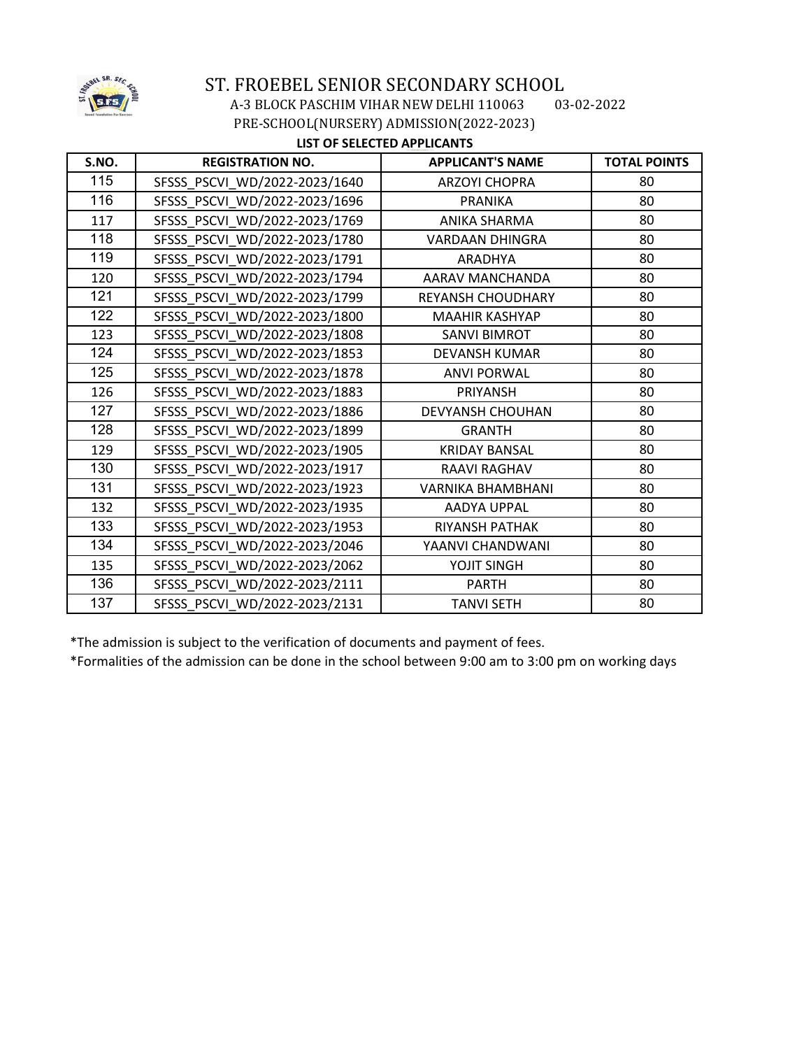# ST. FROEBEL SENIOR SECONDARY SCHOOL

A-3 BLOCK PASCHIM VIHAR NEW DELHI 110063 03-02-2022

PRE-SCHOOL(NURSERY) ADMISSION(2022-2023)

**LIST OF SELECTED APPLICANTS**

| S.NO. | REGISTRATION NO. | APPLICANT'S NAME | TOTAL POINTS |
|---|---|---|---|
| 115 | SFSSS_PSCVI_WD/2022-2023/1640 | ARZOYI CHOPRA | 80 |
| 116 | SFSSS_PSCVI_WD/2022-2023/1696 | PRANIKA | 80 |
| 117 | SFSSS_PSCVI_WD/2022-2023/1769 | ANIKA SHARMA | 80 |
| 118 | SFSSS_PSCVI_WD/2022-2023/1780 | VARDAAN DHINGRA | 80 |
| 119 | SFSSS_PSCVI_WD/2022-2023/1791 | ARADHYA | 80 |
| 120 | SFSSS_PSCVI_WD/2022-2023/1794 | AARAV MANCHANDA | 80 |
| 121 | SFSSS_PSCVI_WD/2022-2023/1799 | REYANSH CHOUDHARY | 80 |
| 122 | SFSSS_PSCVI_WD/2022-2023/1800 | MAAHIR KASHYAP | 80 |
| 123 | SFSSS_PSCVI_WD/2022-2023/1808 | SANVI BIMROT | 80 |
| 124 | SFSSS_PSCVI_WD/2022-2023/1853 | DEVANSH KUMAR | 80 |
| 125 | SFSSS_PSCVI_WD/2022-2023/1878 | ANVI PORWAL | 80 |
| 126 | SFSSS_PSCVI_WD/2022-2023/1883 | PRIYANSH | 80 |
| 127 | SFSSS_PSCVI_WD/2022-2023/1886 | DEVYANSH CHOUHAN | 80 |
| 128 | SFSSS_PSCVI_WD/2022-2023/1899 | GRANTH | 80 |
| 129 | SFSSS_PSCVI_WD/2022-2023/1905 | KRIDAY BANSAL | 80 |
| 130 | SFSSS_PSCVI_WD/2022-2023/1917 | RAAVI RAGHAV | 80 |
| 131 | SFSSS_PSCVI_WD/2022-2023/1923 | VARNIKA BHAMBHANI | 80 |
| 132 | SFSSS_PSCVI_WD/2022-2023/1935 | AADYA UPPAL | 80 |
| 133 | SFSSS_PSCVI_WD/2022-2023/1953 | RIYANSH PATHAK | 80 |
| 134 | SFSSS_PSCVI_WD/2022-2023/2046 | YAANVI CHANDWANI | 80 |
| 135 | SFSSS_PSCVI_WD/2022-2023/2062 | YOJIT SINGH | 80 |
| 136 | SFSSS_PSCVI_WD/2022-2023/2111 | PARTH | 80 |
| 137 | SFSSS_PSCVI_WD/2022-2023/2131 | TANVI SETH | 80 |

*The admission is subject to the verification of documents and payment of fees.

*Formalities of the admission can be done in the school between 9:00 am to 3:00 pm on working days